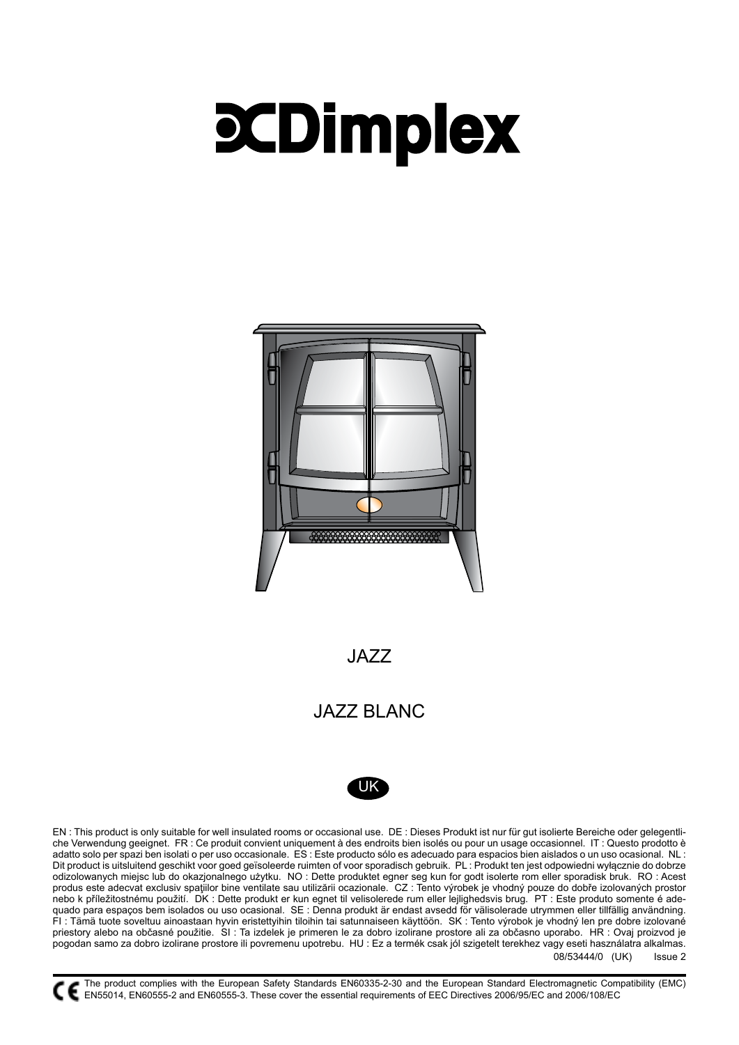# Dimplex

JAZZ

JAZZ BLANC

UK

EN : This product is only suitable for well insulated rooms or occasional use. DE : Dieses Produkt ist nur für gut isolierte Bereiche oder gelegentliche Verwendung geeignet. FR : Ce produit convient uniquement à des endroits bien isolés ou pour un usage occasionnel. IT : Questo prodotto è adatto solo per spazi ben isolati o per uso occasionale. ES : Este producto sólo es adecuado para espacios bien aislados o un uso ocasional. NL : Dit product is uitsluitend geschikt voor goed geïsoleerde ruimten of voor sporadisch gebruik. PL : Produkt ten jest odpowiedni wyłącznie do dobrze odizolowanych miejsc lub do okazjonalnego użytku. NO : Dette produktet egner seg kun for godt isolerte rom eller sporadisk bruk. RO : Acest produs este adecvat exclusiv spaţiilor bine ventilate sau utilizării ocazionale. CZ : Tento výrobek je vhodný pouze do dobře izolovaných prostor nebo k příležitostnému použití. DK : Dette produkt er kun egnet til velisolerede rum eller lejlighedsvis brug. PT : Este produto somente é adequado para espaços bem isolados ou uso ocasional. SE : Denna produkt är endast avsedd för välisolerade utrymmen eller tillfällig användning. FI : Tämä tuote soveltuu ainoastaan hyvin eristettyihin tiloihin tai satunnaiseen käyttöön. SK : Tento výrobok je vhodný len pre dobre izolované priestory alebo na občasné použitie. SI : Ta izdelek je primeren le za dobro izolirane prostore ali za občasno uporabo. HR : Ovaj proizvod je pogodan samo za dobro izolirane prostore ili povremenu upotrebu. HU : Ez a termék csak jól szigetelt terekhez vagy eseti használatra alkalmas.

08/53444/0 (UK) Issue 2

CE The product complies with the European Safety Standards EN60335-2-30 and the European Standard Electromagnetic Compatibility (EMC) EN55014, EN60555-2 and EN60555-3. These cover the essential requirements of EEC Directives 2006/95/EC and 2006/108/EC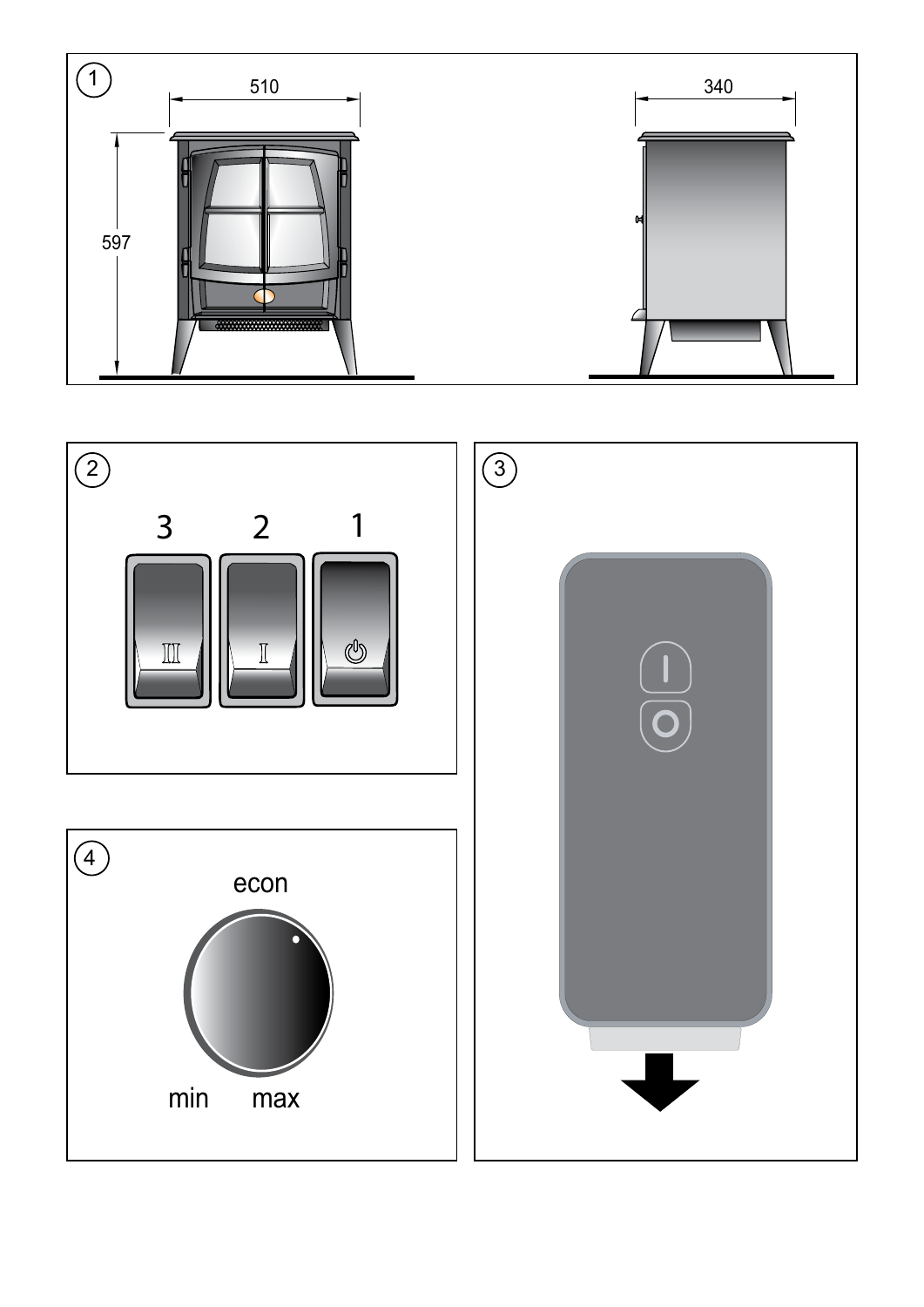1

510

340

597

2

3 2 1

3

4

econ

min max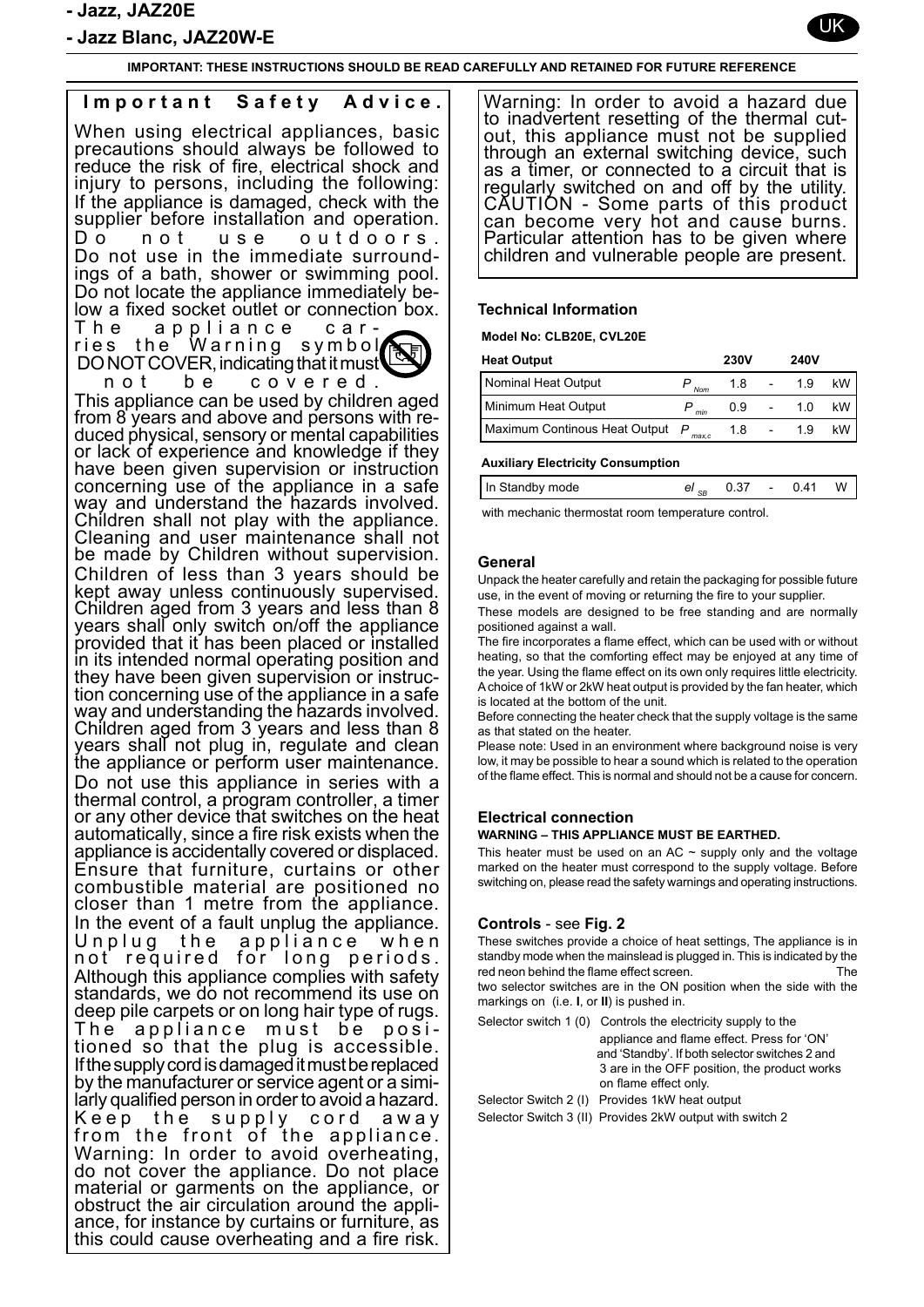# - Jazz, JAZ20E
# - Jazz Blanc, JAZ20W-E

UK

**IMPORTANT: THESE INSTRUCTIONS SHOULD BE READ CAREFULLY AND RETAINED FOR FUTURE REFERENCE**

## Important Safety Advice.

When using electrical appliances, basic precautions should always be followed to reduce the risk of fire, electrical shock and injury to persons, including the following: If the appliance is damaged, check with the supplier before installation and operation. Do not use outdoors. Do not use in the immediate surroundings of a bath, shower or swimming pool. Do not locate the appliance immediately below a fixed socket outlet or connection box. The appliance carries the Warning symbol DO NOT COVER, indicating that it must not be covered.

This appliance can be used by children aged from 8 years and above and persons with reduced physical, sensory or mental capabilities or lack of experience and knowledge if they have been given supervision or instruction concerning use of the appliance in a safe way and understand the hazards involved. Children shall not play with the appliance. Cleaning and user maintenance shall not be made by Children without supervision. Children of less than 3 years should be kept away unless continuously supervised. Children aged from 3 years and less than 8 years shall only switch on/off the appliance provided that it has been placed or installed in its intended normal operating position and they have been given supervision or instruction concerning use of the appliance in a safe way and understanding the hazards involved. Children aged from 3 years and less than 8 years shall not plug in, regulate and clean the appliance or perform user maintenance. Do not use this appliance in series with a thermal control, a program controller, a timer or any other device that switches on the heat automatically, since a fire risk exists when the appliance is accidentally covered or displaced. Ensure that furniture, curtains or other combustible material are positioned no closer than 1 metre from the appliance. In the event of a fault unplug the appliance. Unplug the appliance when not required for long periods. Although this appliance complies with safety standards, we do not recommend its use on deep pile carpets or on long hair type of rugs. The appliance must be positioned so that the plug is accessible. If the supply cord is damaged it must be replaced by the manufacturer or service agent or a similarly qualified person in order to avoid a hazard. Keep the supply cord away from the front of the appliance. Warning: In order to avoid overheating, do not cover the appliance. Do not place material or garments on the appliance, or obstruct the air circulation around the appliance, for instance by curtains or furniture, as this could cause overheating and a fire risk.

Warning: In order to avoid a hazard due to inadvertent resetting of the thermal cut-out, this appliance must not be supplied through an external switching device, such as a timer, or connected to a circuit that is regularly switched on and off by the utility. CAUTION - Some parts of this product can become very hot and cause burns. Particular attention has to be given where children and vulnerable people are present.

### Technical Information

**Model No: CLB20E, CVL20E**

| **Heat Output** | | **230V** | | **240V** | |
|---|---|---|---|---|---|
| Nominal Heat Output | $P_{Nom}$ | 1.8 | - | 1.9 | kW |
| Minimum Heat Output | $P_{min}$ | 0.9 | - | 1.0 | kW |
| Maximum Continous Heat Output | $P_{max,c}$ | 1.8 | - | 1.9 | kW |

**Auxiliary Electricity Consumption**

| | | | | | |
|---|---|---|---|---|---|
| In Standby mode | $el_{SB}$ | 0.37 | - | 0.41 | W |

with mechanic thermostat room temperature control.

### General

Unpack the heater carefully and retain the packaging for possible future use, in the event of moving or returning the fire to your supplier.

These models are designed to be free standing and are normally positioned against a wall.

The fire incorporates a flame effect, which can be used with or without heating, so that the comforting effect may be enjoyed at any time of the year. Using the flame effect on its own only requires little electricity. A choice of 1kW or 2kW heat output is provided by the fan heater, which is located at the bottom of the unit.

Before connecting the heater check that the supply voltage is the same as that stated on the heater.

Please note: Used in an environment where background noise is very low, it may be possible to hear a sound which is related to the operation of the flame effect. This is normal and should not be a cause for concern.

### Electrical connection

**WARNING – THIS APPLIANCE MUST BE EARTHED.**

This heater must be used on an AC ~ supply only and the voltage marked on the heater must correspond to the supply voltage. Before switching on, please read the safety warnings and operating instructions.

### Controls - see Fig. 2

These switches provide a choice of heat settings, The appliance is in standby mode when the mainslead is plugged in. This is indicated by the red neon behind the flame effect screen. The two selector switches are in the ON position when the side with the markings on (i.e. **I**, or **II**) is pushed in.

Selector switch 1 (0) Controls the electricity supply to the appliance and flame effect. Press for 'ON' and 'Standby'. If both selector switches 2 and 3 are in the OFF position, the product works on flame effect only.

Selector Switch 2 (I) Provides 1kW heat output

Selector Switch 3 (II) Provides 2kW output with switch 2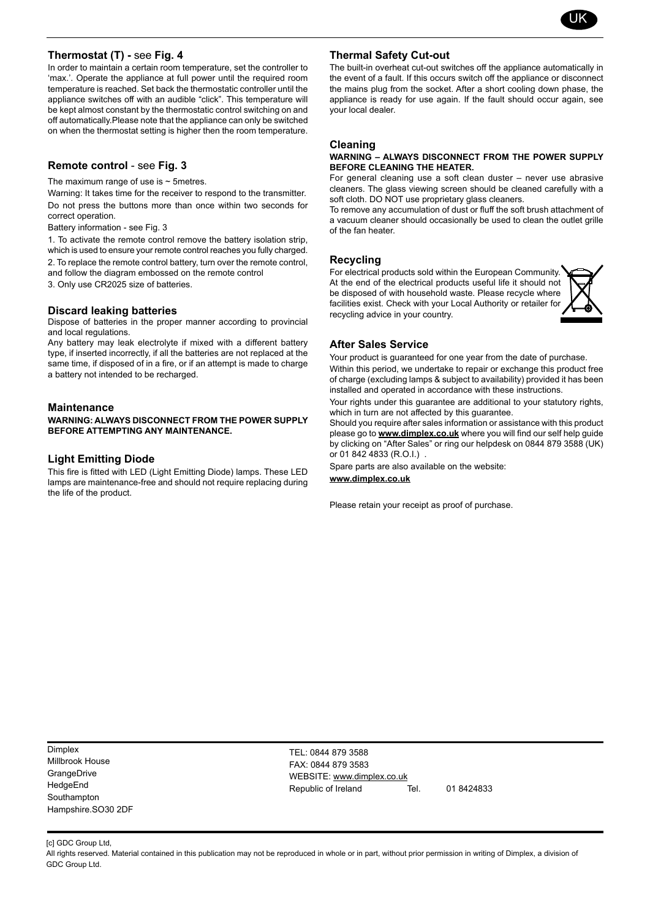## Thermostat (T) - see Fig. 4

In order to maintain a certain room temperature, set the controller to 'max.'. Operate the appliance at full power until the required room temperature is reached. Set back the thermostatic controller until the appliance switches off with an audible "click". This temperature will be kept almost constant by the thermostatic control switching on and off automatically.Please note that the appliance can only be switched on when the thermostat setting is higher then the room temperature.

## Remote control - see Fig. 3

The maximum range of use is ~ 5metres.

Warning: It takes time for the receiver to respond to the transmitter.

Do not press the buttons more than once within two seconds for correct operation.

Battery information - see Fig. 3

1. To activate the remote control remove the battery isolation strip, which is used to ensure your remote control reaches you fully charged.
2. To replace the remote control battery, turn over the remote control, and follow the diagram embossed on the remote control
3. Only use CR2025 size of batteries.

## Discard leaking batteries

Dispose of batteries in the proper manner according to provincial and local regulations.

Any battery may leak electrolyte if mixed with a different battery type, if inserted incorrectly, if all the batteries are not replaced at the same time, if disposed of in a fire, or if an attempt is made to charge a battery not intended to be recharged.

## Maintenance

**WARNING: ALWAYS DISCONNECT FROM THE POWER SUPPLY BEFORE ATTEMPTING ANY MAINTENANCE.**

## Light Emitting Diode

This fire is fitted with LED (Light Emitting Diode) lamps. These LED lamps are maintenance-free and should not require replacing during the life of the product.

## Thermal Safety Cut-out

The built-in overheat cut-out switches off the appliance automatically in the event of a fault. If this occurs switch off the appliance or disconnect the mains plug from the socket. After a short cooling down phase, the appliance is ready for use again. If the fault should occur again, see your local dealer.

## Cleaning

**WARNING – ALWAYS DISCONNECT FROM THE POWER SUPPLY BEFORE CLEANING THE HEATER.**

For general cleaning use a soft clean duster – never use abrasive cleaners. The glass viewing screen should be cleaned carefully with a soft cloth. DO NOT use proprietary glass cleaners.

To remove any accumulation of dust or fluff the soft brush attachment of a vacuum cleaner should occasionally be used to clean the outlet grille of the fan heater.

## Recycling

For electrical products sold within the European Community. At the end of the electrical products useful life it should not be disposed of with household waste. Please recycle where facilities exist. Check with your Local Authority or retailer for recycling advice in your country.

## After Sales Service

Your product is guaranteed for one year from the date of purchase.

Within this period, we undertake to repair or exchange this product free of charge (excluding lamps & subject to availability) provided it has been installed and operated in accordance with these instructions.

Your rights under this guarantee are additional to your statutory rights, which in turn are not affected by this guarantee.

Should you require after sales information or assistance with this product please go to **www.dimplex.co.uk** where you will find our self help guide by clicking on "After Sales" or ring our helpdesk on 0844 879 3588 (UK) or 01 842 4833 (R.O.I.) .

Spare parts are also available on the website:

**www.dimplex.co.uk**

Please retain your receipt as proof of purchase.

Dimplex
Millbrook House
GrangeDrive
HedgeEnd
Southampton
Hampshire.SO30 2DF

TEL: 0844 879 3588
FAX: 0844 879 3583
WEBSITE: www.dimplex.co.uk
Republic of Ireland Tel. 01 8424833

[c] GDC Group Ltd,

All rights reserved. Material contained in this publication may not be reproduced in whole or in part, without prior permission in writing of Dimplex, a division of GDC Group Ltd.